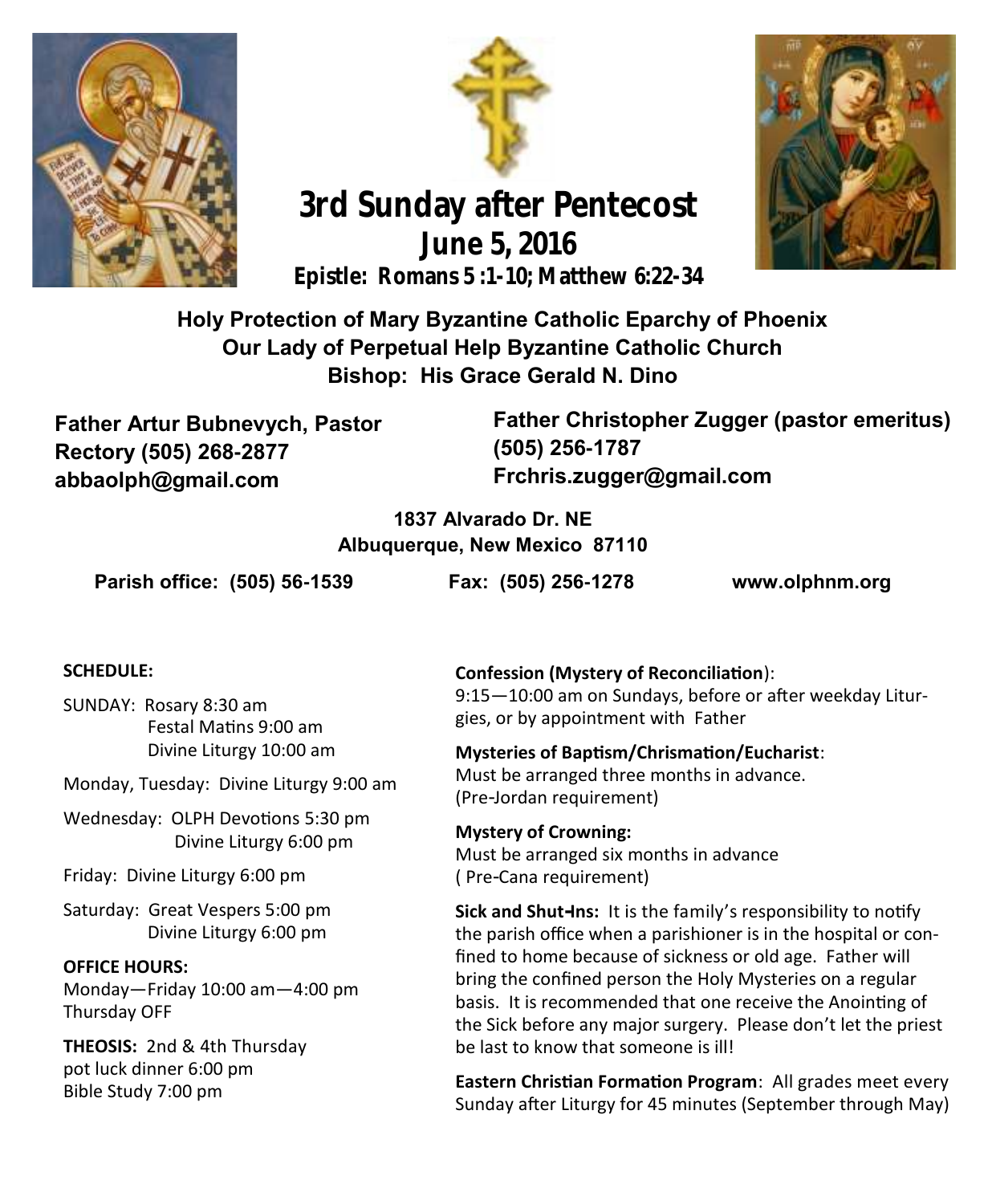# 3rd Sunday after Pentecost

## June 5, 2016

**Epistle: Romans 5 :1-10; Matthew 6:22-34**

**Holy Protection of Mary Byzantine Catholic Eparchy of Phoenix**
**Our Lady of Perpetual Help Byzantine Catholic Church**
**Bishop: His Grace Gerald N. Dino**

**Father Artur Bubnevych, Pastor**
**Rectory (505) 268-2877**
**abbaolph@gmail.com**

**Father Christopher Zugger (pastor emeritus)**
**(505) 256-1787**
**Frchris.zugger@gmail.com**

**1837 Alvarado Dr. NE**
**Albuquerque, New Mexico 87110**

**Parish office: (505) 56-1539** **Fax: (505) 256-1278** **www.olphnm.org**

**SCHEDULE:**

SUNDAY: Rosary 8:30 am
Festal Matins 9:00 am
Divine Liturgy 10:00 am

Monday, Tuesday: Divine Liturgy 9:00 am

Wednesday: OLPH Devotions 5:30 pm
Divine Liturgy 6:00 pm

Friday: Divine Liturgy 6:00 pm

Saturday: Great Vespers 5:00 pm
Divine Liturgy 6:00 pm

**OFFICE HOURS:**
Monday—Friday 10:00 am—4:00 pm
Thursday OFF

**THEOSIS:** 2nd & 4th Thursday
pot luck dinner 6:00 pm
Bible Study 7:00 pm

**Confession (Mystery of Reconciliation)**:
9:15—10:00 am on Sundays, before or after weekday Liturgies, or by appointment with Father

**Mysteries of Baptism/Chrismation/Eucharist**:
Must be arranged three months in advance.
(Pre-Jordan requirement)

**Mystery of Crowning:**
Must be arranged six months in advance
( Pre-Cana requirement)

**Sick and Shut-Ins:** It is the family's responsibility to notify the parish office when a parishioner is in the hospital or confined to home because of sickness or old age. Father will bring the confined person the Holy Mysteries on a regular basis. It is recommended that one receive the Anointing of the Sick before any major surgery. Please don't let the priest be last to know that someone is ill!

**Eastern Christian Formation Program**: All grades meet every Sunday after Liturgy for 45 minutes (September through May)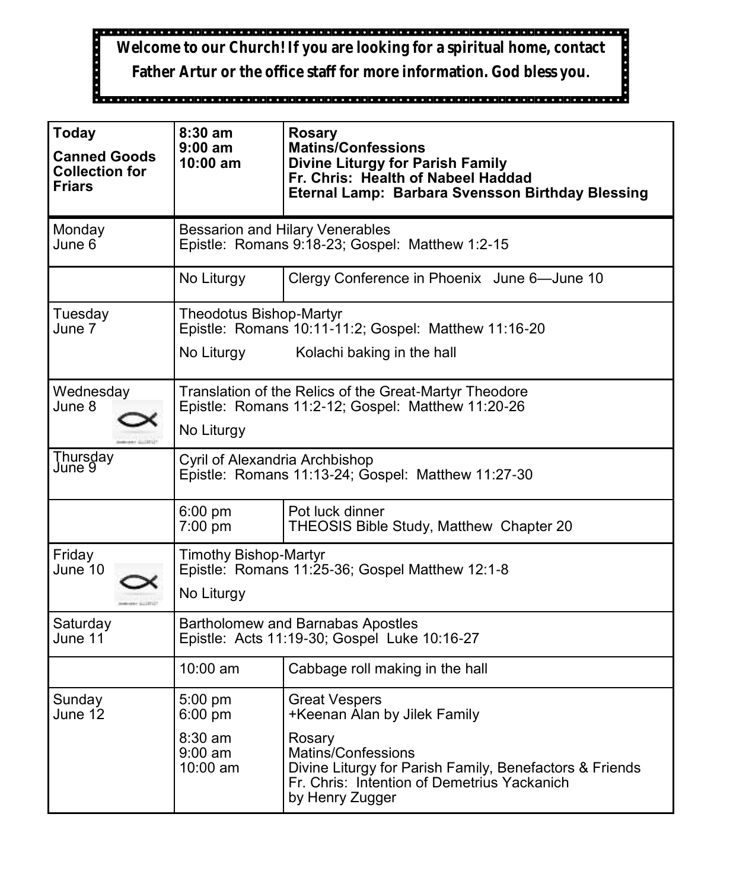**Welcome to our Church! If you are looking for a spiritual home, contact Father Artur or the office staff for more information. God bless you.**

| **Today**<br>**Canned Goods Collection for Friars** | **8:30 am**<br>**9:00 am**<br>**10:00 am** | **Rosary**<br>**Matins/Confessions**<br>**Divine Liturgy for Parish Family**<br>**Fr. Chris: Health of Nabeel Haddad**<br>**Eternal Lamp: Barbara Svensson Birthday Blessing** |
|---|---|---|
| Monday<br>June 6 | Bessarion and Hilary Venerables<br>Epistle: Romans 9:18-23; Gospel: Matthew 1:2-15 | |
| | No Liturgy | Clergy Conference in Phoenix June 6—June 10 |
| Tuesday<br>June 7 | Theodotus Bishop-Martyr<br>Epistle: Romans 10:11-11:2; Gospel: Matthew 11:16-20<br>No Liturgy Kolachi baking in the hall | |
| Wednesday<br>June 8 | Translation of the Relics of the Great-Martyr Theodore<br>Epistle: Romans 11:2-12; Gospel: Matthew 11:20-26<br>No Liturgy | |
| Thursday<br>June 9 | Cyril of Alexandria Archbishop<br>Epistle: Romans 11:13-24; Gospel: Matthew 11:27-30 | |
| | 6:00 pm<br>7:00 pm | Pot luck dinner<br>THEOSIS Bible Study, Matthew Chapter 20 |
| Friday<br>June 10 | Timothy Bishop-Martyr<br>Epistle: Romans 11:25-36; Gospel Matthew 12:1-8<br>No Liturgy | |
| Saturday<br>June 11 | Bartholomew and Barnabas Apostles<br>Epistle: Acts 11:19-30; Gospel Luke 10:16-27 | |
| | 10:00 am | Cabbage roll making in the hall |
| Sunday<br>June 12 | 5:00 pm<br>6:00 pm<br>8:30 am<br>9:00 am<br>10:00 am | Great Vespers<br>+Keenan Alan by Jilek Family<br>Rosary<br>Matins/Confessions<br>Divine Liturgy for Parish Family, Benefactors & Friends<br>Fr. Chris: Intention of Demetrius Yackanich<br>by Henry Zugger |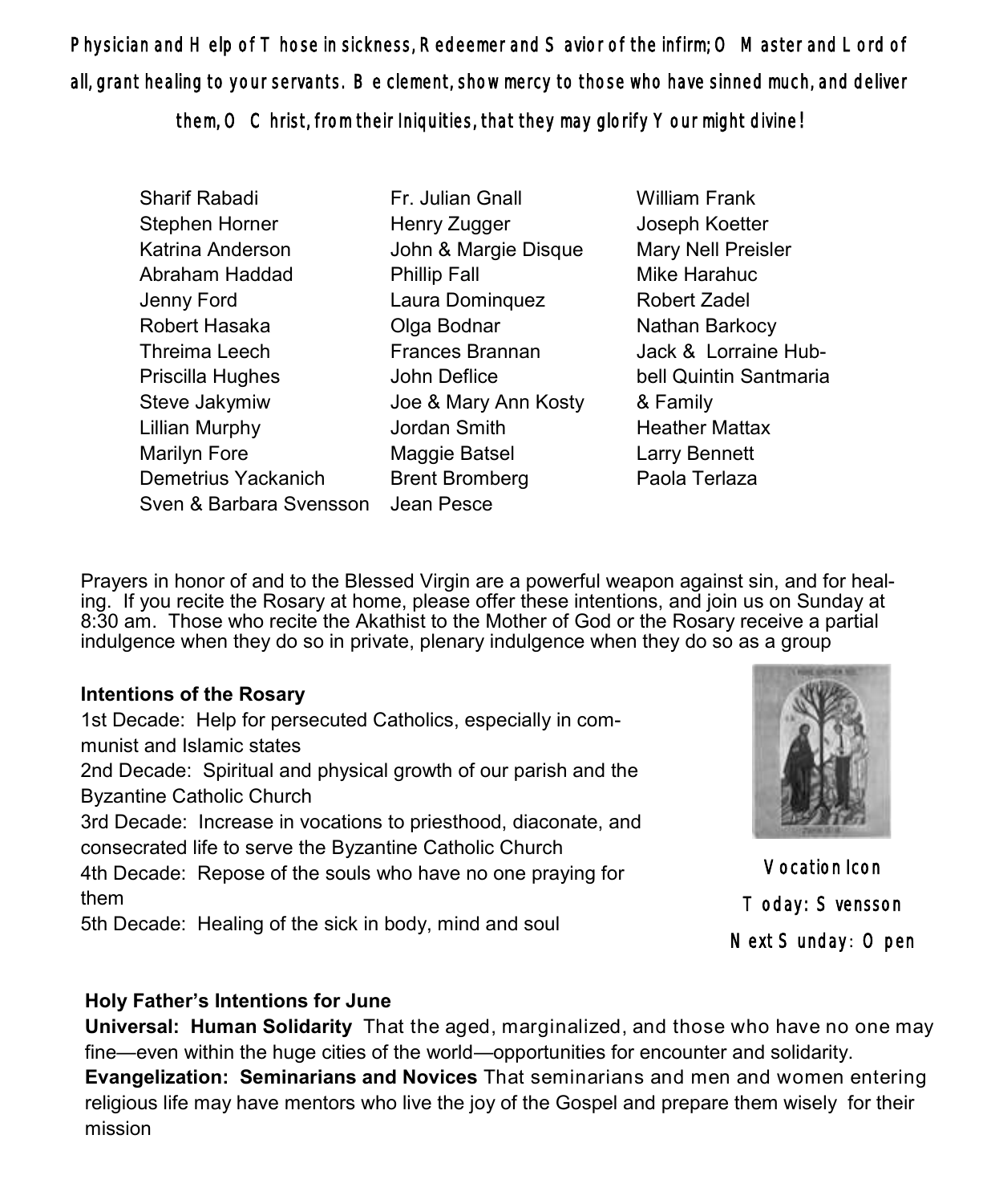Physician and Help of Those in sickness, Redeemer and Savior of the infirm; O Master and Lord of all, grant healing to your servants. Be clement, show mercy to those who have sinned much, and deliver them, O Christ, from their Iniquities, that they may glorify Your might divine!

Sharif Rabadi
Stephen Horner
Katrina Anderson
Abraham Haddad
Jenny Ford
Robert Hasaka
Threima Leech
Priscilla Hughes
Steve Jakymiw
Lillian Murphy
Marilyn Fore
Demetrius Yackanich
Sven & Barbara Svensson
Fr. Julian Gnall
Henry Zugger
John & Margie Disque
Phillip Fall
Laura Dominquez
Olga Bodnar
Frances Brannan
John Deflice
Joe & Mary Ann Kosty
Jordan Smith
Maggie Batsel
Brent Bromberg
Jean Pesce
William Frank
Joseph Koetter
Mary Nell Preisler
Mike Harahuc
Robert Zadel
Nathan Barkocy
Jack & Lorraine Hubbell
Quintin Santmaria & Family
Heather Mattax
Larry Bennett
Paola Terlaza

Prayers in honor of and to the Blessed Virgin are a powerful weapon against sin, and for healing. If you recite the Rosary at home, please offer these intentions, and join us on Sunday at 8:30 am. Those who recite the Akathist to the Mother of God or the Rosary receive a partial indulgence when they do so in private, plenary indulgence when they do so as a group

**Intentions of the Rosary**

1st Decade: Help for persecuted Catholics, especially in communist and Islamic states
2nd Decade: Spiritual and physical growth of our parish and the Byzantine Catholic Church
3rd Decade: Increase in vocations to priesthood, diaconate, and consecrated life to serve the Byzantine Catholic Church
4th Decade: Repose of the souls who have no one praying for them
5th Decade: Healing of the sick in body, mind and soul

Vocation Icon
Today: Svensson
Next Sunday: Open

**Holy Father's Intentions for June**

**Universal: Human Solidarity** That the aged, marginalized, and those who have no one may fine—even within the huge cities of the world—opportunities for encounter and solidarity.
**Evangelization: Seminarians and Novices** That seminarians and men and women entering religious life may have mentors who live the joy of the Gospel and prepare them wisely for their mission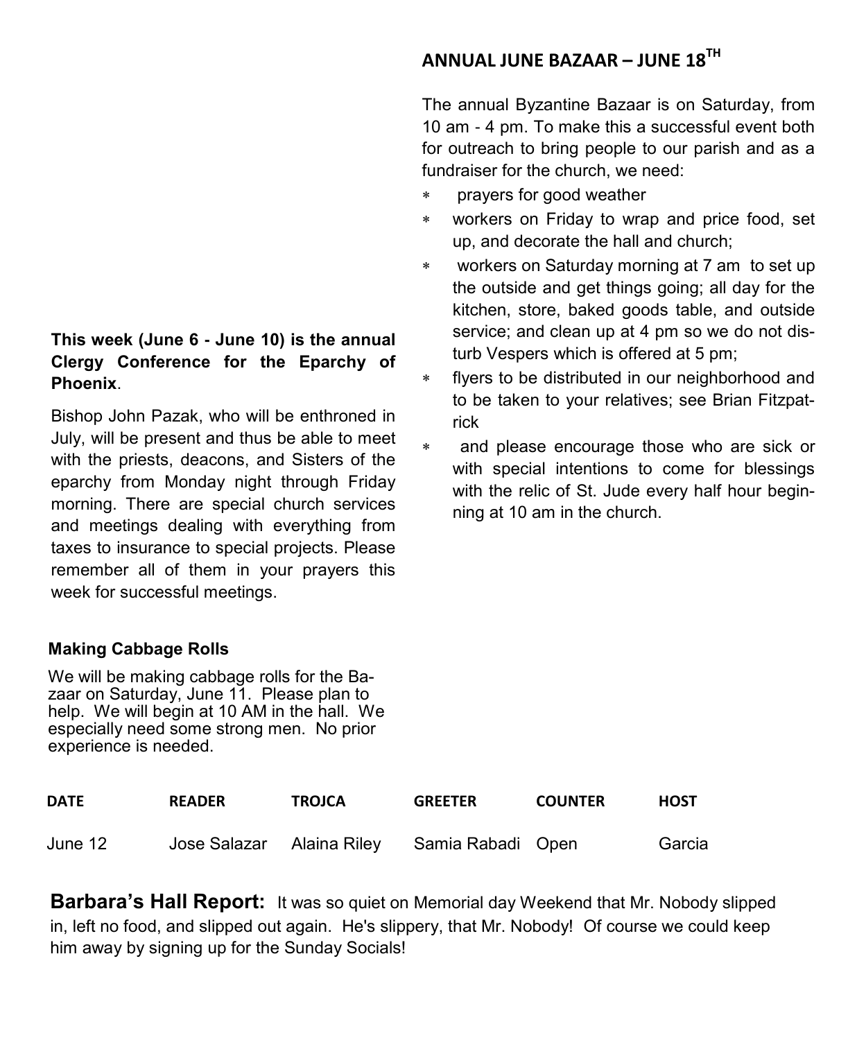## ANNUAL JUNE BAZAAR – JUNE 18TH

The annual Byzantine Bazaar is on Saturday, from 10 am - 4 pm. To make this a successful event both for outreach to bring people to our parish and as a fundraiser for the church, we need:

* prayers for good weather
* workers on Friday to wrap and price food, set up, and decorate the hall and church;
* workers on Saturday morning at 7 am to set up the outside and get things going; all day for the kitchen, store, baked goods table, and outside service; and clean up at 4 pm so we do not disturb Vespers which is offered at 5 pm;
* flyers to be distributed in our neighborhood and to be taken to your relatives; see Brian Fitzpatrick
* and please encourage those who are sick or with special intentions to come for blessings with the relic of St. Jude every half hour beginning at 10 am in the church.

**This week (June 6 - June 10) is the annual Clergy Conference for the Eparchy of Phoenix**.

Bishop John Pazak, who will be enthroned in July, will be present and thus be able to meet with the priests, deacons, and Sisters of the eparchy from Monday night through Friday morning. There are special church services and meetings dealing with everything from taxes to insurance to special projects. Please remember all of them in your prayers this week for successful meetings.

**Making Cabbage Rolls**

We will be making cabbage rolls for the Bazaar on Saturday, June 11. Please plan to help. We will begin at 10 AM in the hall. We especially need some strong men. No prior experience is needed.

| DATE | READER | TROJCA | GREETER | COUNTER | HOST |
|---|---|---|---|---|---|
| June 12 | Jose Salazar | Alaina Riley | Samia Rabadi | Open | Garcia |

**Barbara's Hall Report:** It was so quiet on Memorial day Weekend that Mr. Nobody slipped in, left no food, and slipped out again. He's slippery, that Mr. Nobody! Of course we could keep him away by signing up for the Sunday Socials!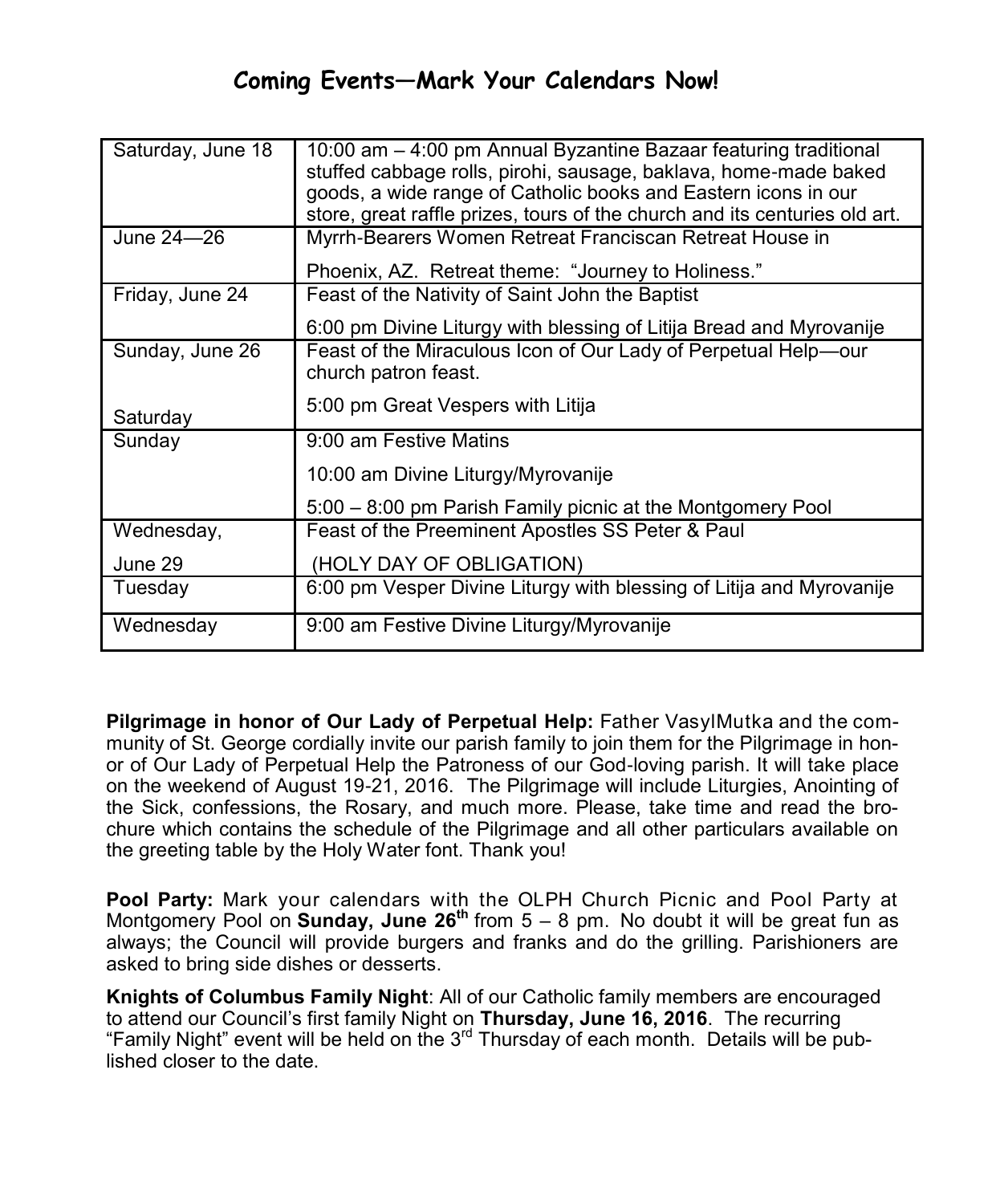## Coming Events—Mark Your Calendars Now!

| | |
|---|---|
| Saturday, June 18 | 10:00 am – 4:00 pm Annual Byzantine Bazaar featuring traditional stuffed cabbage rolls, pirohi, sausage, baklava, home-made baked goods, a wide range of Catholic books and Eastern icons in our store, great raffle prizes, tours of the church and its centuries old art. |
| June 24—26 | Myrrh-Bearers Women Retreat Franciscan Retreat House in Phoenix, AZ. Retreat theme: "Journey to Holiness." |
| Friday, June 24 | Feast of the Nativity of Saint John the Baptist<br>6:00 pm Divine Liturgy with blessing of Litija Bread and Myrovanije |
| Sunday, June 26<br><br>Saturday | Feast of the Miraculous Icon of Our Lady of Perpetual Help—our church patron feast.<br>5:00 pm Great Vespers with Litija |
| Sunday | 9:00 am Festive Matins<br>10:00 am Divine Liturgy/Myrovanije<br>5:00 – 8:00 pm Parish Family picnic at the Montgomery Pool |
| Wednesday,<br>June 29 | Feast of the Preeminent Apostles SS Peter & Paul<br>(HOLY DAY OF OBLIGATION) |
| Tuesday | 6:00 pm Vesper Divine Liturgy with blessing of Litija and Myrovanije |
| Wednesday | 9:00 am Festive Divine Liturgy/Myrovanije |

**Pilgrimage in honor of Our Lady of Perpetual Help:** Father VasylMutka and the community of St. George cordially invite our parish family to join them for the Pilgrimage in honor of Our Lady of Perpetual Help the Patroness of our God-loving parish. It will take place on the weekend of August 19-21, 2016. The Pilgrimage will include Liturgies, Anointing of the Sick, confessions, the Rosary, and much more. Please, take time and read the brochure which contains the schedule of the Pilgrimage and all other particulars available on the greeting table by the Holy Water font. Thank you!

**Pool Party:** Mark your calendars with the OLPH Church Picnic and Pool Party at Montgomery Pool on **Sunday, June 26th** from 5 – 8 pm. No doubt it will be great fun as always; the Council will provide burgers and franks and do the grilling. Parishioners are asked to bring side dishes or desserts.

**Knights of Columbus Family Night**: All of our Catholic family members are encouraged to attend our Council's first family Night on **Thursday, June 16, 2016**. The recurring "Family Night" event will be held on the 3rd Thursday of each month. Details will be published closer to the date.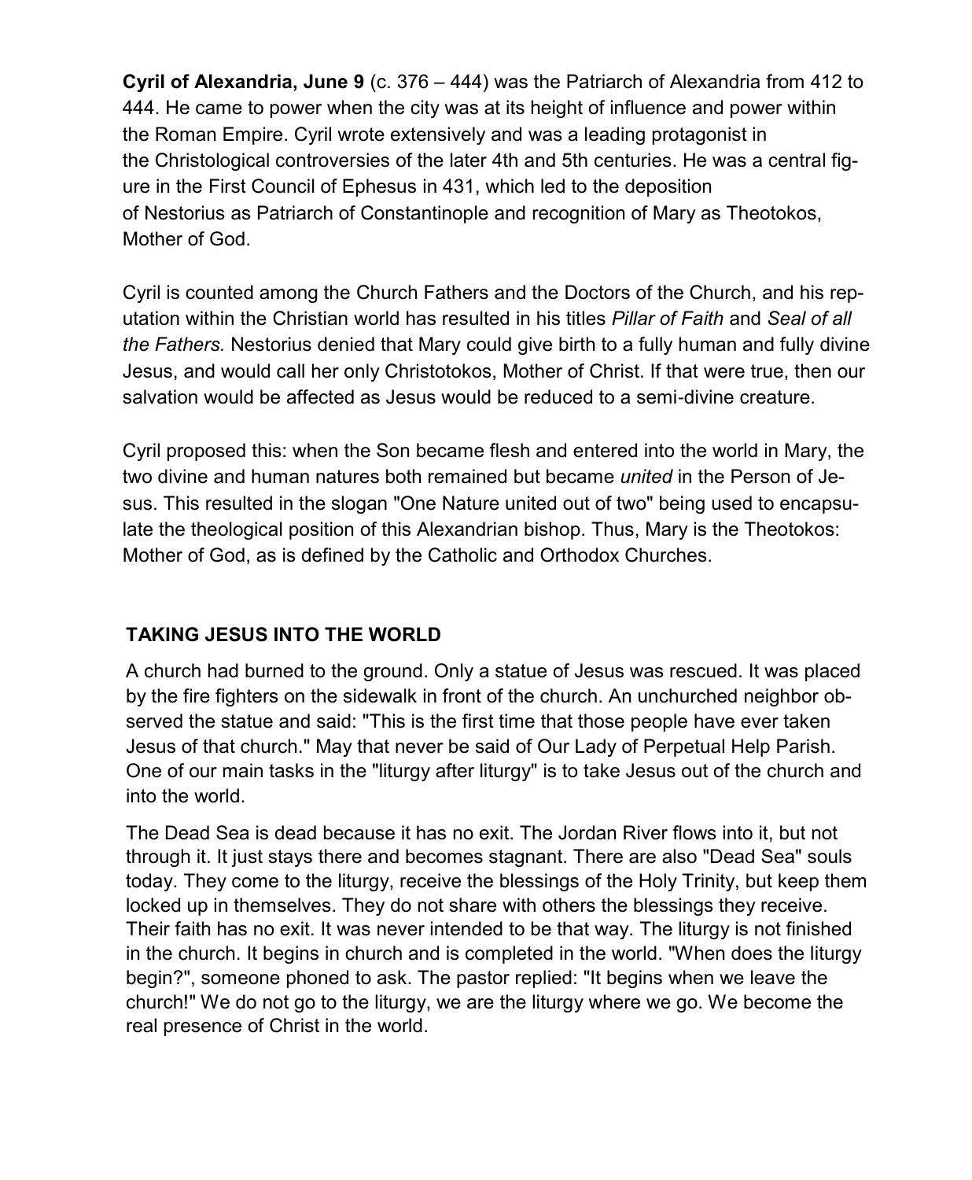**Cyril of Alexandria, June 9** (c. 376 – 444) was the Patriarch of Alexandria from 412 to 444. He came to power when the city was at its height of influence and power within the Roman Empire. Cyril wrote extensively and was a leading protagonist in the Christological controversies of the later 4th and 5th centuries. He was a central figure in the First Council of Ephesus in 431, which led to the deposition of Nestorius as Patriarch of Constantinople and recognition of Mary as Theotokos, Mother of God.

Cyril is counted among the Church Fathers and the Doctors of the Church, and his reputation within the Christian world has resulted in his titles *Pillar of Faith* and *Seal of all the Fathers.* Nestorius denied that Mary could give birth to a fully human and fully divine Jesus, and would call her only Christotokos, Mother of Christ. If that were true, then our salvation would be affected as Jesus would be reduced to a semi-divine creature.

Cyril proposed this: when the Son became flesh and entered into the world in Mary, the two divine and human natures both remained but became *united* in the Person of Jesus. This resulted in the slogan "One Nature united out of two" being used to encapsulate the theological position of this Alexandrian bishop. Thus, Mary is the Theotokos: Mother of God, as is defined by the Catholic and Orthodox Churches.

## TAKING JESUS INTO THE WORLD

A church had burned to the ground. Only a statue of Jesus was rescued. It was placed by the fire fighters on the sidewalk in front of the church. An unchurched neighbor observed the statue and said: "This is the first time that those people have ever taken Jesus of that church." May that never be said of Our Lady of Perpetual Help Parish. One of our main tasks in the "liturgy after liturgy" is to take Jesus out of the church and into the world.

The Dead Sea is dead because it has no exit. The Jordan River flows into it, but not through it. It just stays there and becomes stagnant. There are also "Dead Sea" souls today. They come to the liturgy, receive the blessings of the Holy Trinity, but keep them locked up in themselves. They do not share with others the blessings they receive. Their faith has no exit. It was never intended to be that way. The liturgy is not finished in the church. It begins in church and is completed in the world. "When does the liturgy begin?", someone phoned to ask. The pastor replied: "It begins when we leave the church!" We do not go to the liturgy, we are the liturgy where we go. We become the real presence of Christ in the world.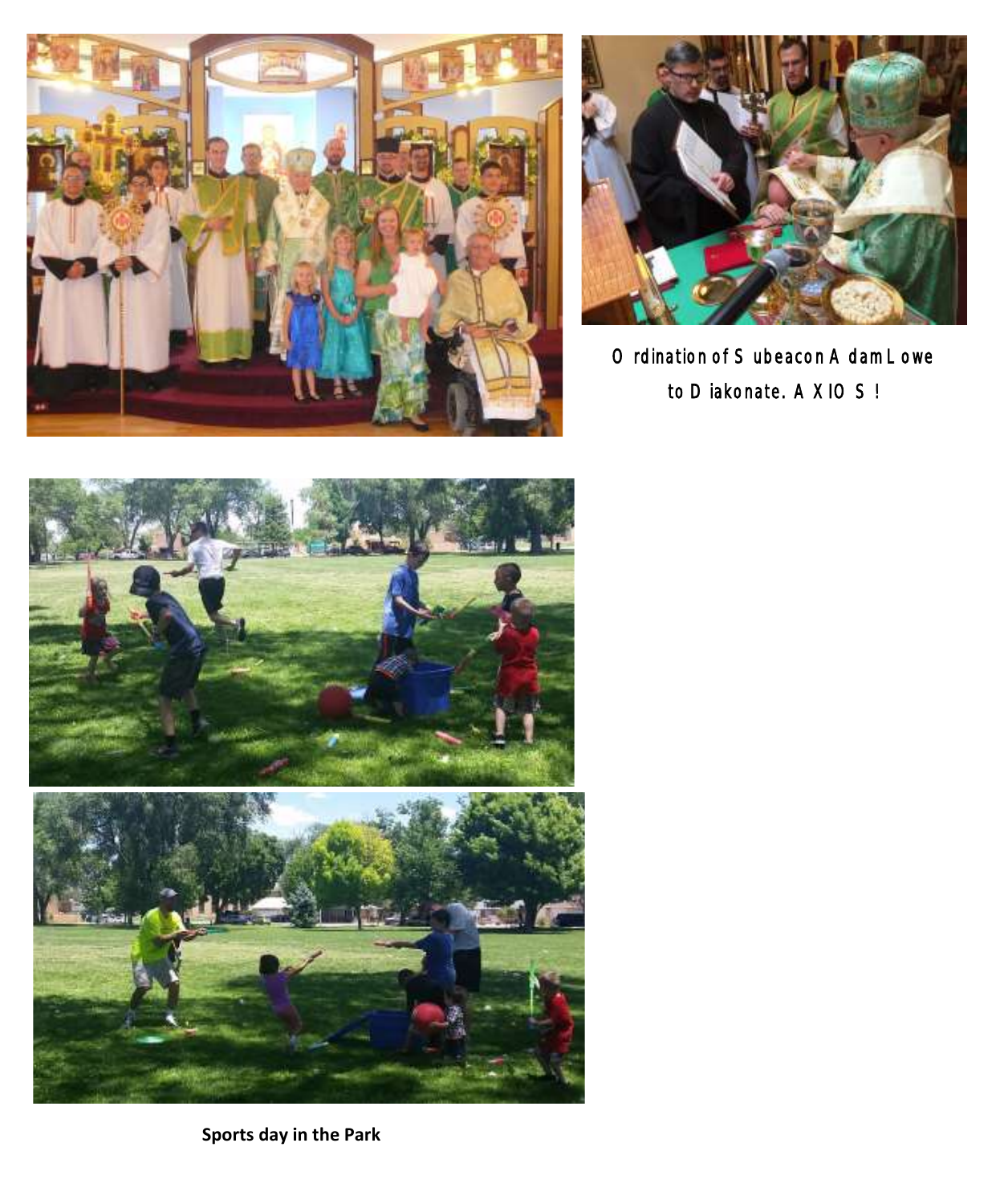Ordination of Subeacon Adam Lowe to Diakonate. AXIOS!

**Sports day in the Park**